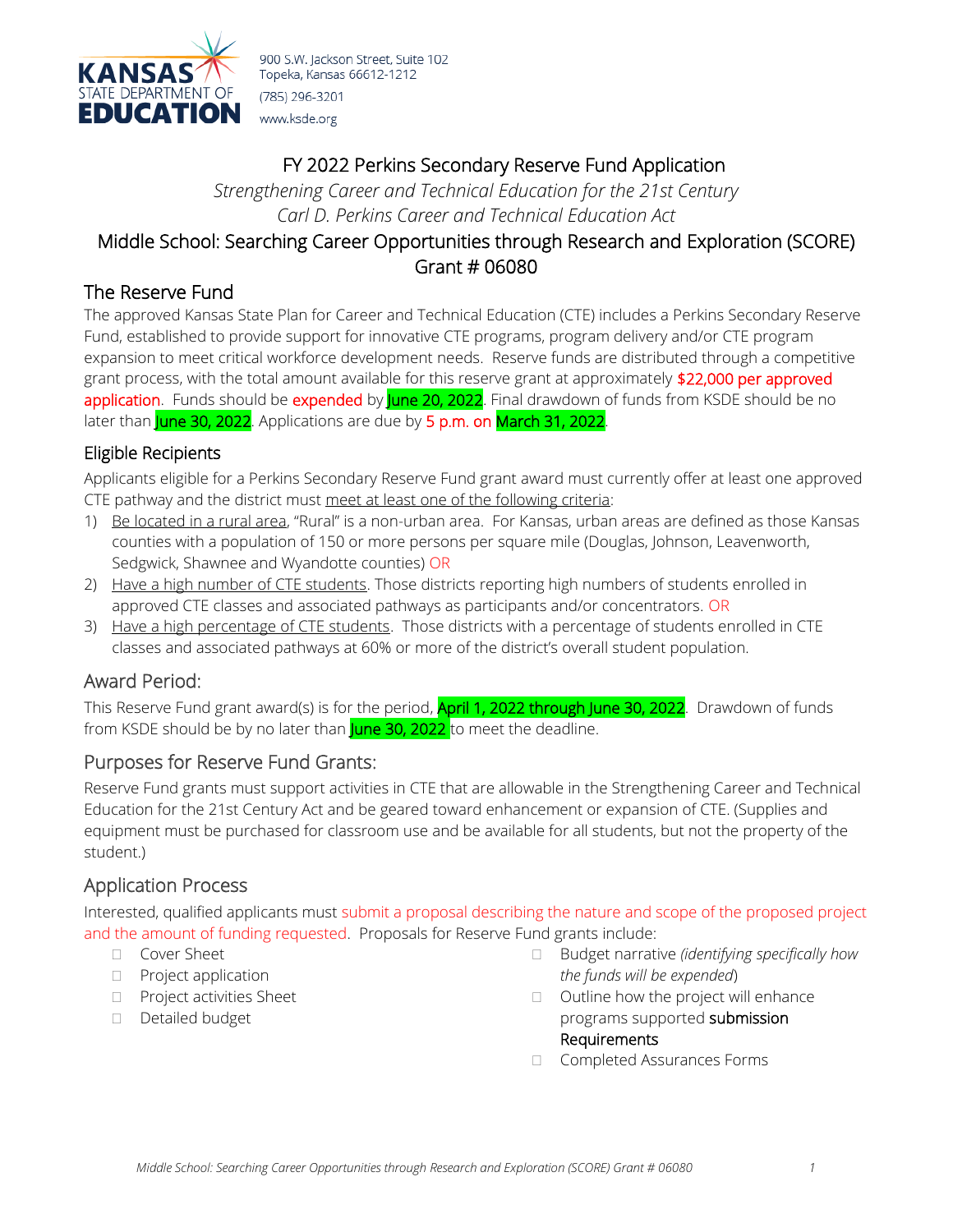KANSAS STATE DEPARTMENT OF EDUCATION

900 S.W. Jackson Street, Suite 102
Topeka, Kansas 66612-1212
(785) 296-3201
www.ksde.org

# FY 2022 Perkins Secondary Reserve Fund Application

*Strengthening Career and Technical Education for the 21st Century*
*Carl D. Perkins Career and Technical Education Act*

## Middle School: Searching Career Opportunities through Research and Exploration (SCORE) Grant # 06080

## The Reserve Fund

The approved Kansas State Plan for Career and Technical Education (CTE) includes a Perkins Secondary Reserve Fund, established to provide support for innovative CTE programs, program delivery and/or CTE program expansion to meet critical workforce development needs. Reserve funds are distributed through a competitive grant process, with the total amount available for this reserve grant at approximately $22,000 per approved application. Funds should be expended by June 20, 2022. Final drawdown of funds from KSDE should be no later than June 30, 2022. Applications are due by 5 p.m. on March 31, 2022.

### Eligible Recipients

Applicants eligible for a Perkins Secondary Reserve Fund grant award must currently offer at least one approved CTE pathway and the district must meet at least one of the following criteria:

1) Be located in a rural area, "Rural" is a non-urban area. For Kansas, urban areas are defined as those Kansas counties with a population of 150 or more persons per square mile (Douglas, Johnson, Leavenworth, Sedgwick, Shawnee and Wyandotte counties) OR
2) Have a high number of CTE students. Those districts reporting high numbers of students enrolled in approved CTE classes and associated pathways as participants and/or concentrators. OR
3) Have a high percentage of CTE students. Those districts with a percentage of students enrolled in CTE classes and associated pathways at 60% or more of the district's overall student population.

## Award Period:

This Reserve Fund grant award(s) is for the period, April 1, 2022 through June 30, 2022. Drawdown of funds from KSDE should be by no later than June 30, 2022 to meet the deadline.

## Purposes for Reserve Fund Grants:

Reserve Fund grants must support activities in CTE that are allowable in the Strengthening Career and Technical Education for the 21st Century Act and be geared toward enhancement or expansion of CTE. (Supplies and equipment must be purchased for classroom use and be available for all students, but not the property of the student.)

## Application Process

Interested, qualified applicants must submit a proposal describing the nature and scope of the proposed project and the amount of funding requested. Proposals for Reserve Fund grants include:

- Cover Sheet
- Project application
- Project activities Sheet
- Detailed budget
- Budget narrative *(identifying specifically how the funds will be expended)*
- Outline how the project will enhance programs supported **submission Requirements**
- Completed Assurances Forms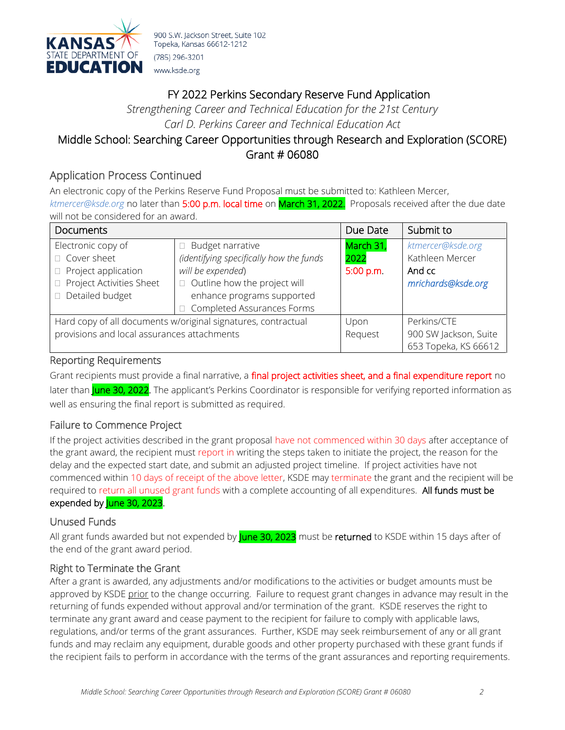900 S.W. Jackson Street, Suite 102
Topeka, Kansas 66612-1212
(785) 296-3201
www.ksde.org

# FY 2022 Perkins Secondary Reserve Fund Application

*Strengthening Career and Technical Education for the 21st Century*

*Carl D. Perkins Career and Technical Education Act*

## Middle School: Searching Career Opportunities through Research and Exploration (SCORE) Grant # 06080

## Application Process Continued

An electronic copy of the Perkins Reserve Fund Proposal must be submitted to: Kathleen Mercer, *ktmercer@ksde.org* no later than 5:00 p.m. local time on March 31, 2022. Proposals received after the due date will not be considered for an award.

| Documents | | Due Date | Submit to |
|---|---|---|---|
| Electronic copy of<br>☐ Cover sheet<br>☐ Project application<br>☐ Project Activities Sheet<br>☐ Detailed budget | ☐ Budget narrative *(identifying specifically how the funds will be expended)*<br>☐ Outline how the project will enhance programs supported<br>☐ Completed Assurances Forms | March 31, 2022<br>5:00 p.m. | *ktmercer@ksde.org*<br>Kathleen Mercer<br>And cc<br>***mrichards@ksde.org*** |
| Hard copy of all documents w/original signatures, contractual provisions and local assurances attachments | | Upon Request | Perkins/CTE<br>900 SW Jackson, Suite 653 Topeka, KS 66612 |

## Reporting Requirements

Grant recipients must provide a final narrative, a final project activities sheet, and a final expenditure report no later than June 30, 2022. The applicant's Perkins Coordinator is responsible for verifying reported information as well as ensuring the final report is submitted as required.

## Failure to Commence Project

If the project activities described in the grant proposal have not commenced within 30 days after acceptance of the grant award, the recipient must report in writing the steps taken to initiate the project, the reason for the delay and the expected start date, and submit an adjusted project timeline. If project activities have not commenced within 10 days of receipt of the above letter, KSDE may terminate the grant and the recipient will be required to return all unused grant funds with a complete accounting of all expenditures. All funds must be expended by June 30, 2023.

## Unused Funds

All grant funds awarded but not expended by June 30, 2023 must be returned to KSDE within 15 days after of the end of the grant award period.

## Right to Terminate the Grant

After a grant is awarded, any adjustments and/or modifications to the activities or budget amounts must be approved by KSDE prior to the change occurring. Failure to request grant changes in advance may result in the returning of funds expended without approval and/or termination of the grant. KSDE reserves the right to terminate any grant award and cease payment to the recipient for failure to comply with applicable laws, regulations, and/or terms of the grant assurances. Further, KSDE may seek reimbursement of any or all grant funds and may reclaim any equipment, durable goods and other property purchased with these grant funds if the recipient fails to perform in accordance with the terms of the grant assurances and reporting requirements.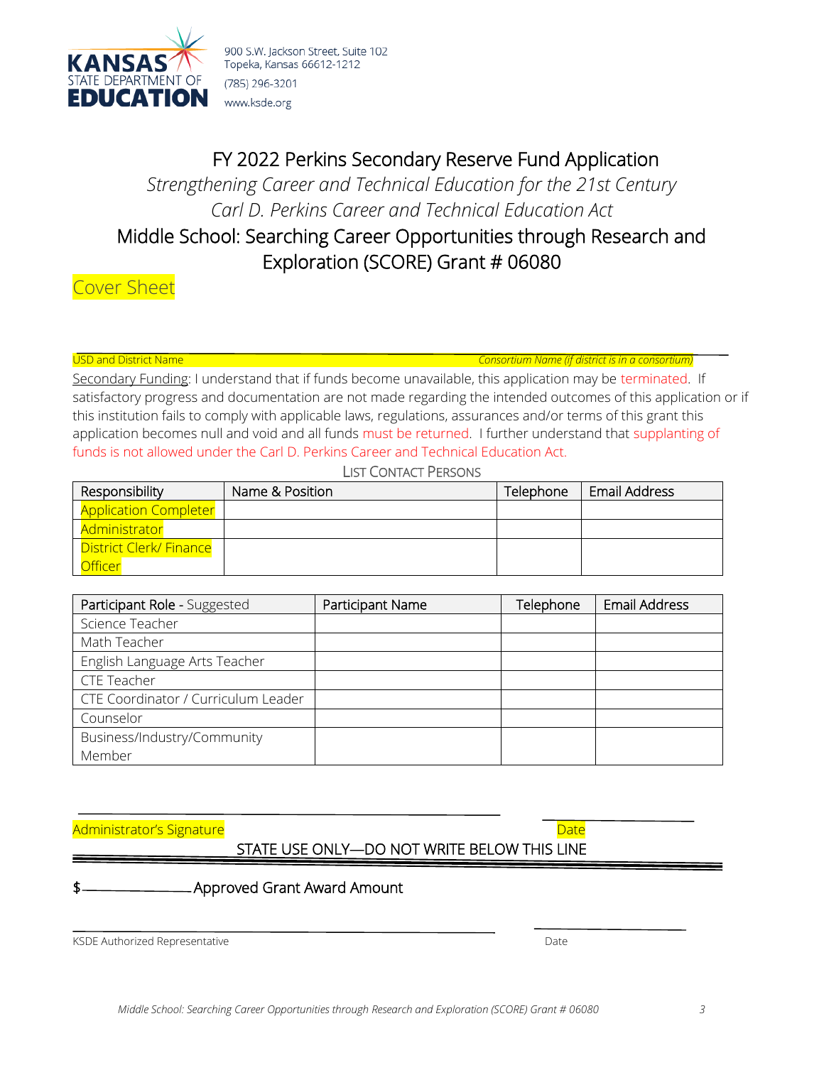KANSAS STATE DEPARTMENT OF EDUCATION

900 S.W. Jackson Street, Suite 102
Topeka, Kansas 66612-1212
(785) 296-3201
www.ksde.org

# FY 2022 Perkins Secondary Reserve Fund Application

*Strengthening Career and Technical Education for the 21st Century*

*Carl D. Perkins Career and Technical Education Act*

## Middle School: Searching Career Opportunities through Research and Exploration (SCORE) Grant # 06080

## Cover Sheet

USD and District Name _______________________ *Consortium Name (if district is in a consortium)*

Secondary Funding: I understand that if funds become unavailable, this application may be terminated. If satisfactory progress and documentation are not made regarding the intended outcomes of this application or if this institution fails to comply with applicable laws, regulations, assurances and/or terms of this grant this application becomes null and void and all funds must be returned. I further understand that supplanting of funds is not allowed under the Carl D. Perkins Career and Technical Education Act.

LIST CONTACT PERSONS

| Responsibility | Name & Position | Telephone | Email Address |
|---|---|---|---|
| Application Completer | | | |
| Administrator | | | |
| District Clerk/ Finance Officer | | | |

| Participant Role - Suggested | Participant Name | Telephone | Email Address |
|---|---|---|---|
| Science Teacher | | | |
| Math Teacher | | | |
| English Language Arts Teacher | | | |
| CTE Teacher | | | |
| CTE Coordinator / Curriculum Leader | | | |
| Counselor | | | |
| Business/Industry/Community Member | | | |

_______________________________________ Administrator's Signature

_______________ Date

STATE USE ONLY—DO NOT WRITE BELOW THIS LINE

$_____________ Approved Grant Award Amount

_______________________________________ KSDE Authorized Representative

_______________ Date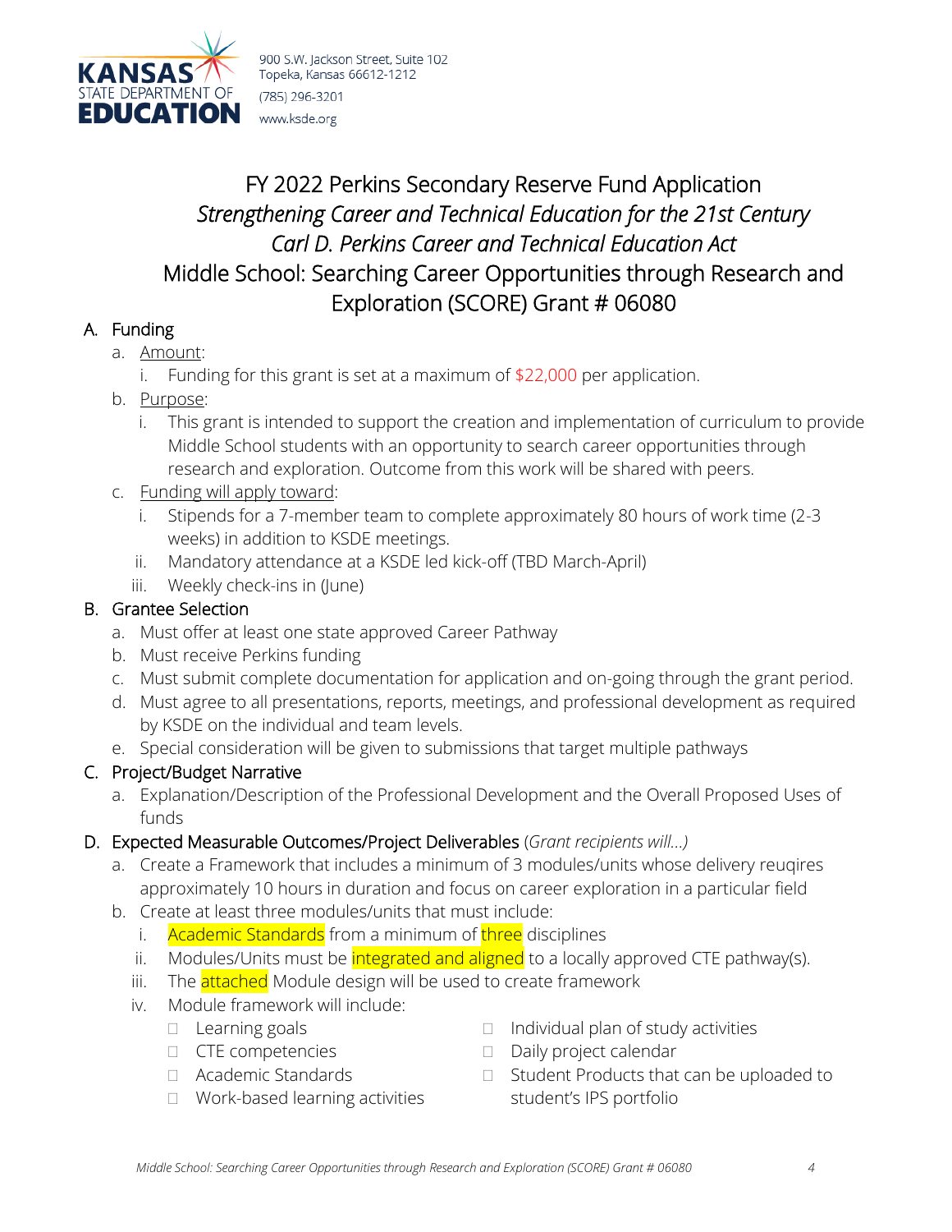KANSAS STATE DEPARTMENT OF EDUCATION

900 S.W. Jackson Street, Suite 102
Topeka, Kansas 66612-1212
(785) 296-3201
www.ksde.org

# FY 2022 Perkins Secondary Reserve Fund Application

## *Strengthening Career and Technical Education for the 21st Century*
## *Carl D. Perkins Career and Technical Education Act*
## Middle School: Searching Career Opportunities through Research and Exploration (SCORE) Grant # 06080

A. Funding
   a. Amount:
      i. Funding for this grant is set at a maximum of $22,000 per application.
   b. Purpose:
      i. This grant is intended to support the creation and implementation of curriculum to provide Middle School students with an opportunity to search career opportunities through research and exploration. Outcome from this work will be shared with peers.
   c. Funding will apply toward:
      i. Stipends for a 7-member team to complete approximately 80 hours of work time (2-3 weeks) in addition to KSDE meetings.
      ii. Mandatory attendance at a KSDE led kick-off (TBD March-April)
      iii. Weekly check-ins in (June)

B. Grantee Selection
   a. Must offer at least one state approved Career Pathway
   b. Must receive Perkins funding
   c. Must submit complete documentation for application and on-going through the grant period.
   d. Must agree to all presentations, reports, meetings, and professional development as required by KSDE on the individual and team levels.
   e. Special consideration will be given to submissions that target multiple pathways

C. Project/Budget Narrative
   a. Explanation/Description of the Professional Development and the Overall Proposed Uses of funds

D. Expected Measurable Outcomes/Project Deliverables (*Grant recipients will…)*
   a. Create a Framework that includes a minimum of 3 modules/units whose delivery reuqires approximately 10 hours in duration and focus on career exploration in a particular field
   b. Create at least three modules/units that must include:
      i. Academic Standards from a minimum of three disciplines
      ii. Modules/Units must be integrated and aligned to a locally approved CTE pathway(s).
      iii. The attached Module design will be used to create framework
      iv. Module framework will include:
         - Learning goals
         - CTE competencies
         - Academic Standards
         - Work-based learning activities
         - Individual plan of study activities
         - Daily project calendar
         - Student Products that can be uploaded to student's IPS portfolio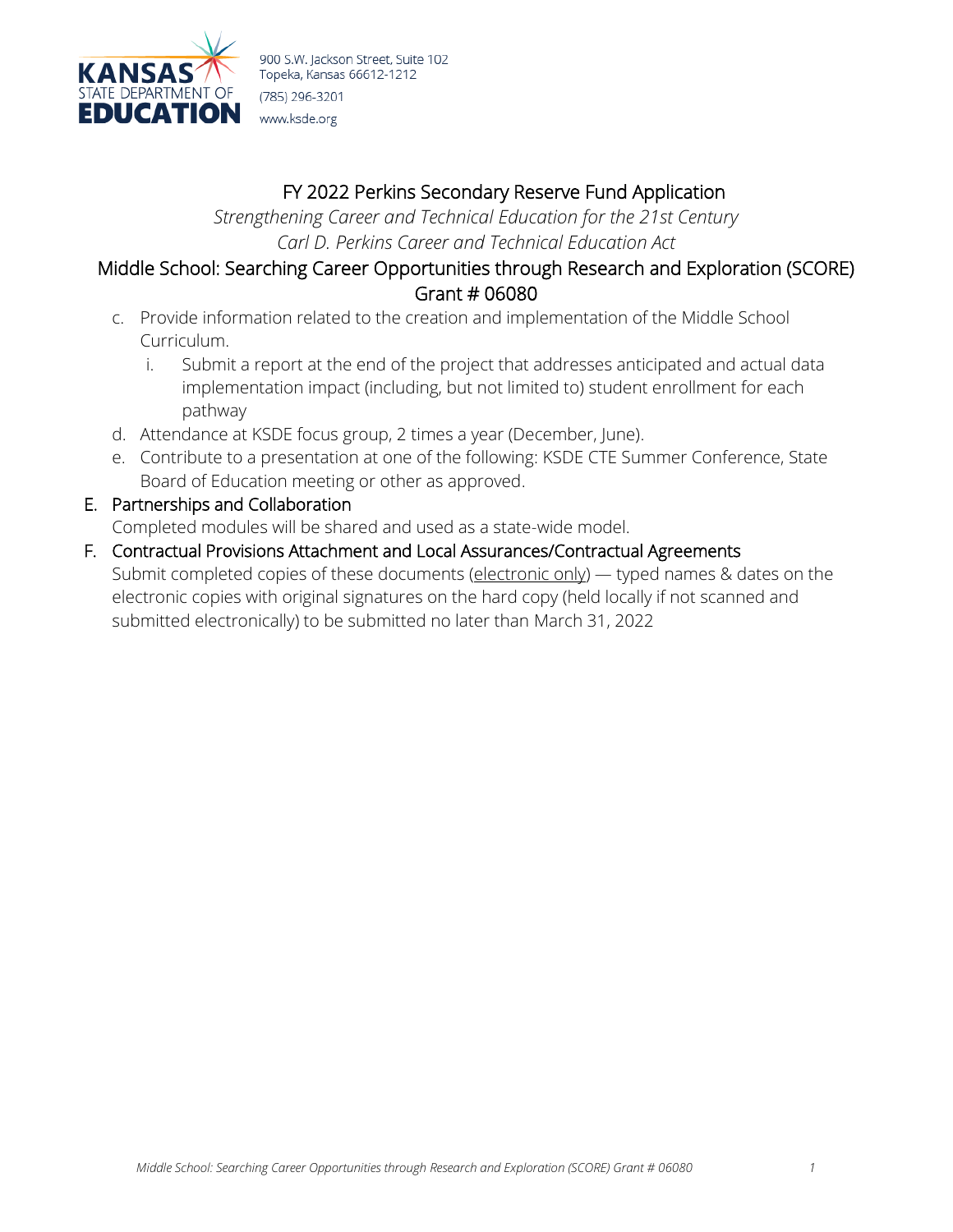# FY 2022 Perkins Secondary Reserve Fund Application

*Strengthening Career and Technical Education for the 21st Century*

*Carl D. Perkins Career and Technical Education Act*

## Middle School: Searching Career Opportunities through Research and Exploration (SCORE) Grant # 06080

c. Provide information related to the creation and implementation of the Middle School Curriculum.
   i. Submit a report at the end of the project that addresses anticipated and actual data implementation impact (including, but not limited to) student enrollment for each pathway

d. Attendance at KSDE focus group, 2 times a year (December, June).

e. Contribute to a presentation at one of the following: KSDE CTE Summer Conference, State Board of Education meeting or other as approved.

E. Partnerships and Collaboration

Completed modules will be shared and used as a state-wide model.

F. Contractual Provisions Attachment and Local Assurances/Contractual Agreements

Submit completed copies of these documents (electronic only) — typed names & dates on the electronic copies with original signatures on the hard copy (held locally if not scanned and submitted electronically) to be submitted no later than March 31, 2022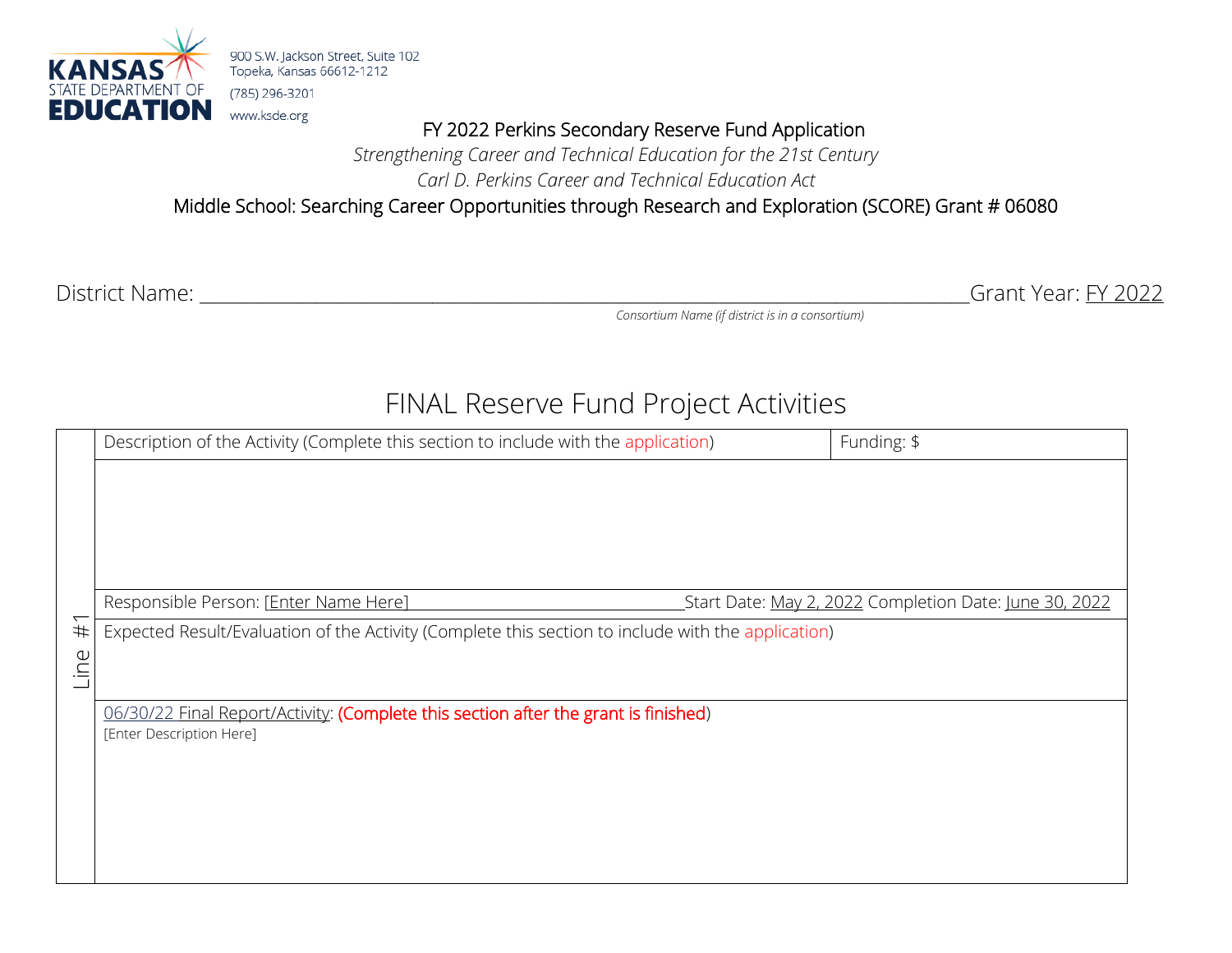KANSAS STATE DEPARTMENT OF EDUCATION

900 S.W. Jackson Street, Suite 102
Topeka, Kansas 66612-1212
(785) 296-3201
www.ksde.org

FY 2022 Perkins Secondary Reserve Fund Application

*Strengthening Career and Technical Education for the 21st Century*

*Carl D. Perkins Career and Technical Education Act*

Middle School: Searching Career Opportunities through Research and Exploration (SCORE) Grant # 06080

District Name: ________________________________________ Grant Year: FY 2022

*Consortium Name (if district is in a consortium)*

# FINAL Reserve Fund Project Activities

| Line #1 | Description of the Activity (Complete this section to include with the application) | Funding: $ |
|---|---|---|
| | | |
| | Responsible Person: [Enter Name Here] | Start Date: May 2, 2022 Completion Date: June 30, 2022 |
| | Expected Result/Evaluation of the Activity (Complete this section to include with the application) | |
| | 06/30/22 Final Report/Activity: (Complete this section after the grant is finished)<br>[Enter Description Here] | |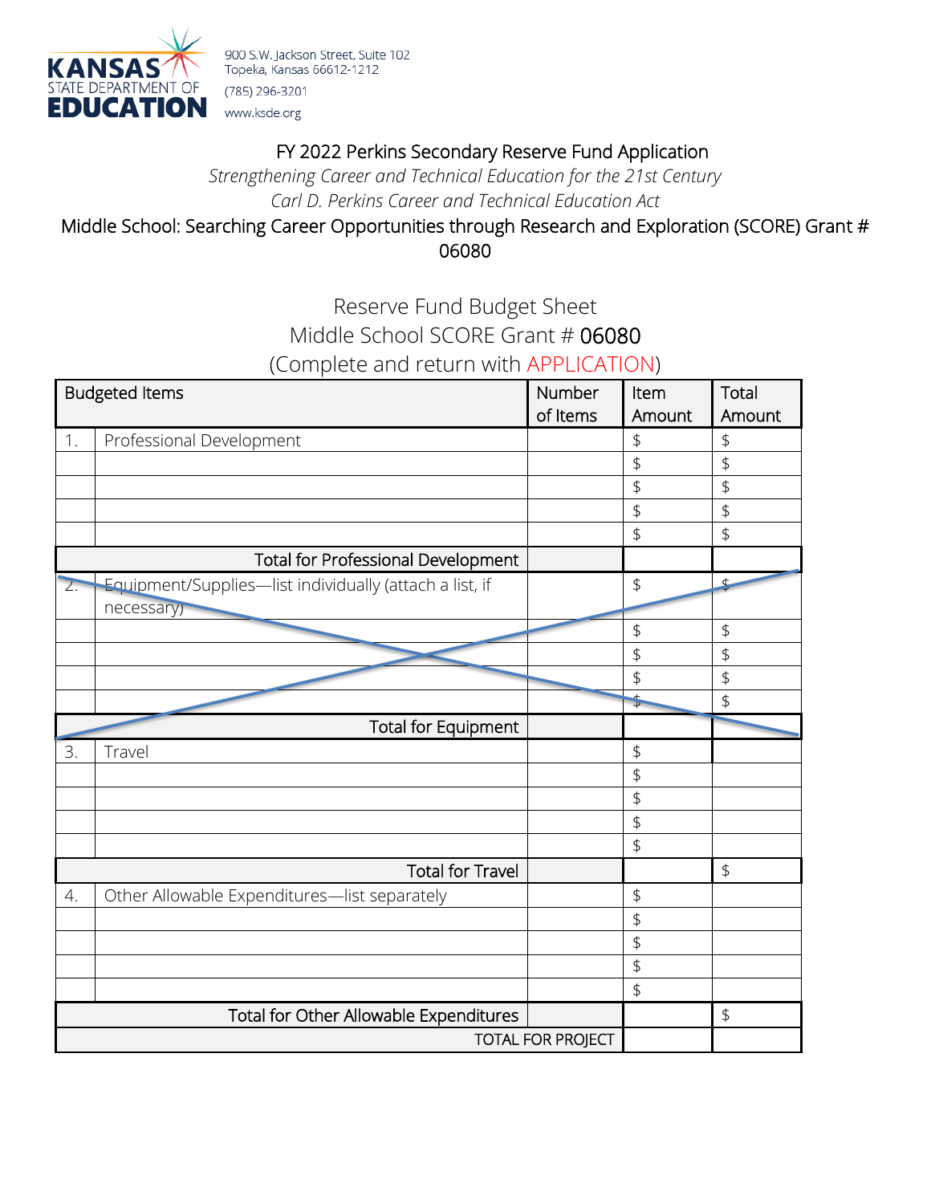900 S.W. Jackson Street, Suite 102
Topeka, Kansas 66612-1212
(785) 296-3201
www.ksde.org

# FY 2022 Perkins Secondary Reserve Fund Application

*Strengthening Career and Technical Education for the 21st Century*

*Carl D. Perkins Career and Technical Education Act*

## Middle School: Searching Career Opportunities through Research and Exploration (SCORE) Grant # 06080

## Reserve Fund Budget Sheet
## Middle School SCORE Grant # 06080
(Complete and return with APPLICATION)

| | Budgeted Items | Number of Items | Item Amount | Total Amount |
|---|---|---|---|---|
| 1. | Professional Development | | $ | $ |
| | | | $ | $ |
| | | | $ | $ |
| | | | $ | $ |
| | | | $ | $ |
| | Total for Professional Development | | | |
| ~~2.~~ | ~~Equipment/Supplies—list individually (attach a list, if necessary)~~ | | $ | ~~$~~ |
| | | | $ | $ |
| | | | $ | $ |
| | | | $ | $ |
| | | | ~~$~~ | $ |
| | ~~Total for Equipment~~ | | | |
| 3. | Travel | | $ | |
| | | | $ | |
| | | | $ | |
| | | | $ | |
| | | | $ | |
| | Total for Travel | | | $ |
| 4. | Other Allowable Expenditures—list separately | | $ | |
| | | | $ | |
| | | | $ | |
| | | | $ | |
| | | | $ | |
| | Total for Other Allowable Expenditures | | | $ |
| | TOTAL FOR PROJECT | | | |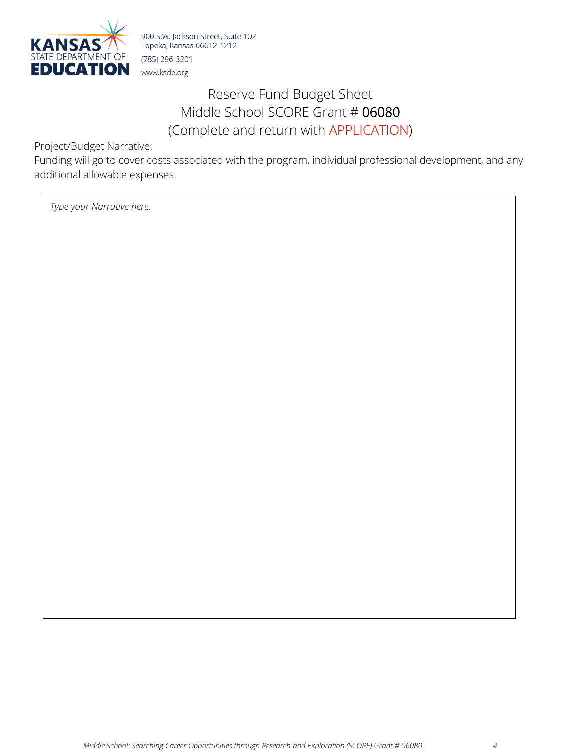KANSAS STATE DEPARTMENT OF EDUCATION

900 S.W. Jackson Street, Suite 102
Topeka, Kansas 66612-1212
(785) 296-3201
www.ksde.org

# Reserve Fund Budget Sheet
## Middle School SCORE Grant # 06080
## (Complete and return with APPLICATION)

Project/Budget Narrative:
Funding will go to cover costs associated with the program, individual professional development, and any additional allowable expenses.

*Type your Narrative here.*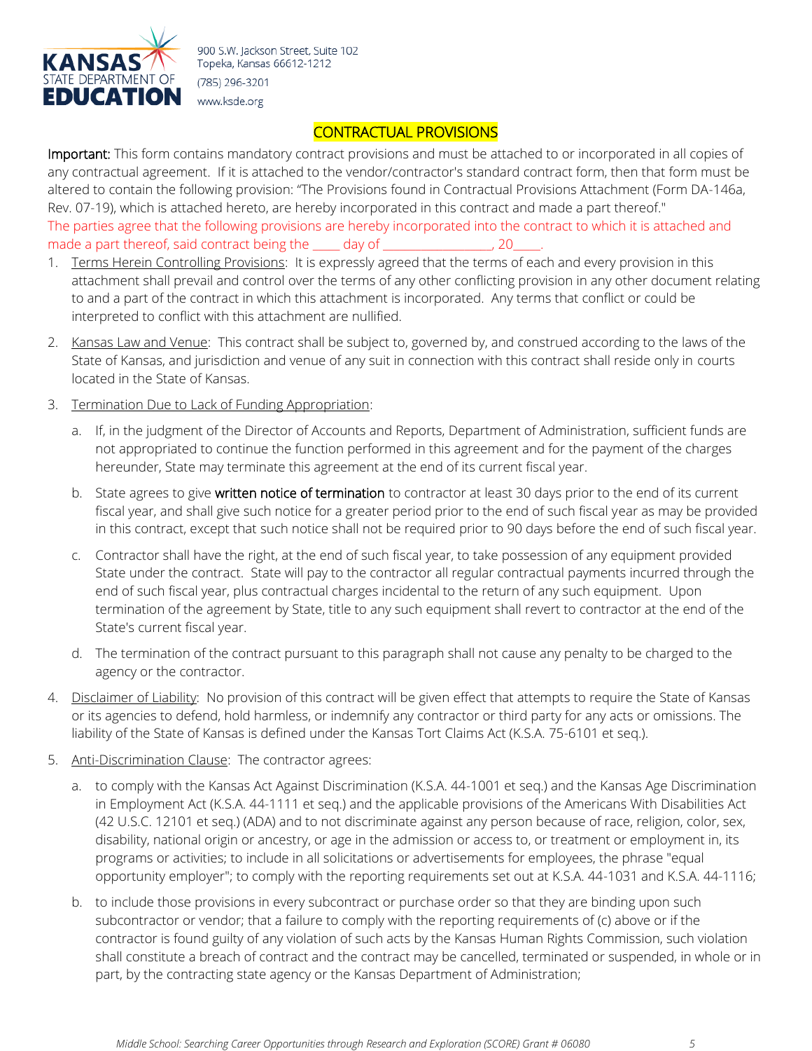KANSAS STATE DEPARTMENT OF EDUCATION

900 S.W. Jackson Street, Suite 102
Topeka, Kansas 66612-1212
(785) 296-3201
www.ksde.org

## CONTRACTUAL PROVISIONS

**Important:** This form contains mandatory contract provisions and must be attached to or incorporated in all copies of any contractual agreement. If it is attached to the vendor/contractor's standard contract form, then that form must be altered to contain the following provision: "The Provisions found in Contractual Provisions Attachment (Form DA-146a, Rev. 07-19), which is attached hereto, are hereby incorporated in this contract and made a part thereof."

The parties agree that the following provisions are hereby incorporated into the contract to which it is attached and made a part thereof, said contract being the ____ day of ________________, 20____.

1. Terms Herein Controlling Provisions: It is expressly agreed that the terms of each and every provision in this attachment shall prevail and control over the terms of any other conflicting provision in any other document relating to and a part of the contract in which this attachment is incorporated. Any terms that conflict or could be interpreted to conflict with this attachment are nullified.

2. Kansas Law and Venue: This contract shall be subject to, governed by, and construed according to the laws of the State of Kansas, and jurisdiction and venue of any suit in connection with this contract shall reside only in courts located in the State of Kansas.

3. Termination Due to Lack of Funding Appropriation:

   a. If, in the judgment of the Director of Accounts and Reports, Department of Administration, sufficient funds are not appropriated to continue the function performed in this agreement and for the payment of the charges hereunder, State may terminate this agreement at the end of its current fiscal year.

   b. State agrees to give **written notice of termination** to contractor at least 30 days prior to the end of its current fiscal year, and shall give such notice for a greater period prior to the end of such fiscal year as may be provided in this contract, except that such notice shall not be required prior to 90 days before the end of such fiscal year.

   c. Contractor shall have the right, at the end of such fiscal year, to take possession of any equipment provided State under the contract. State will pay to the contractor all regular contractual payments incurred through the end of such fiscal year, plus contractual charges incidental to the return of any such equipment. Upon termination of the agreement by State, title to any such equipment shall revert to contractor at the end of the State's current fiscal year.

   d. The termination of the contract pursuant to this paragraph shall not cause any penalty to be charged to the agency or the contractor.

4. Disclaimer of Liability: No provision of this contract will be given effect that attempts to require the State of Kansas or its agencies to defend, hold harmless, or indemnify any contractor or third party for any acts or omissions. The liability of the State of Kansas is defined under the Kansas Tort Claims Act (K.S.A. 75-6101 et seq.).

5. Anti-Discrimination Clause: The contractor agrees:

   a. to comply with the Kansas Act Against Discrimination (K.S.A. 44-1001 et seq.) and the Kansas Age Discrimination in Employment Act (K.S.A. 44-1111 et seq.) and the applicable provisions of the Americans With Disabilities Act (42 U.S.C. 12101 et seq.) (ADA) and to not discriminate against any person because of race, religion, color, sex, disability, national origin or ancestry, or age in the admission or access to, or treatment or employment in, its programs or activities; to include in all solicitations or advertisements for employees, the phrase "equal opportunity employer"; to comply with the reporting requirements set out at K.S.A. 44-1031 and K.S.A. 44-1116;

   b. to include those provisions in every subcontract or purchase order so that they are binding upon such subcontractor or vendor; that a failure to comply with the reporting requirements of (c) above or if the contractor is found guilty of any violation of such acts by the Kansas Human Rights Commission, such violation shall constitute a breach of contract and the contract may be cancelled, terminated or suspended, in whole or in part, by the contracting state agency or the Kansas Department of Administration;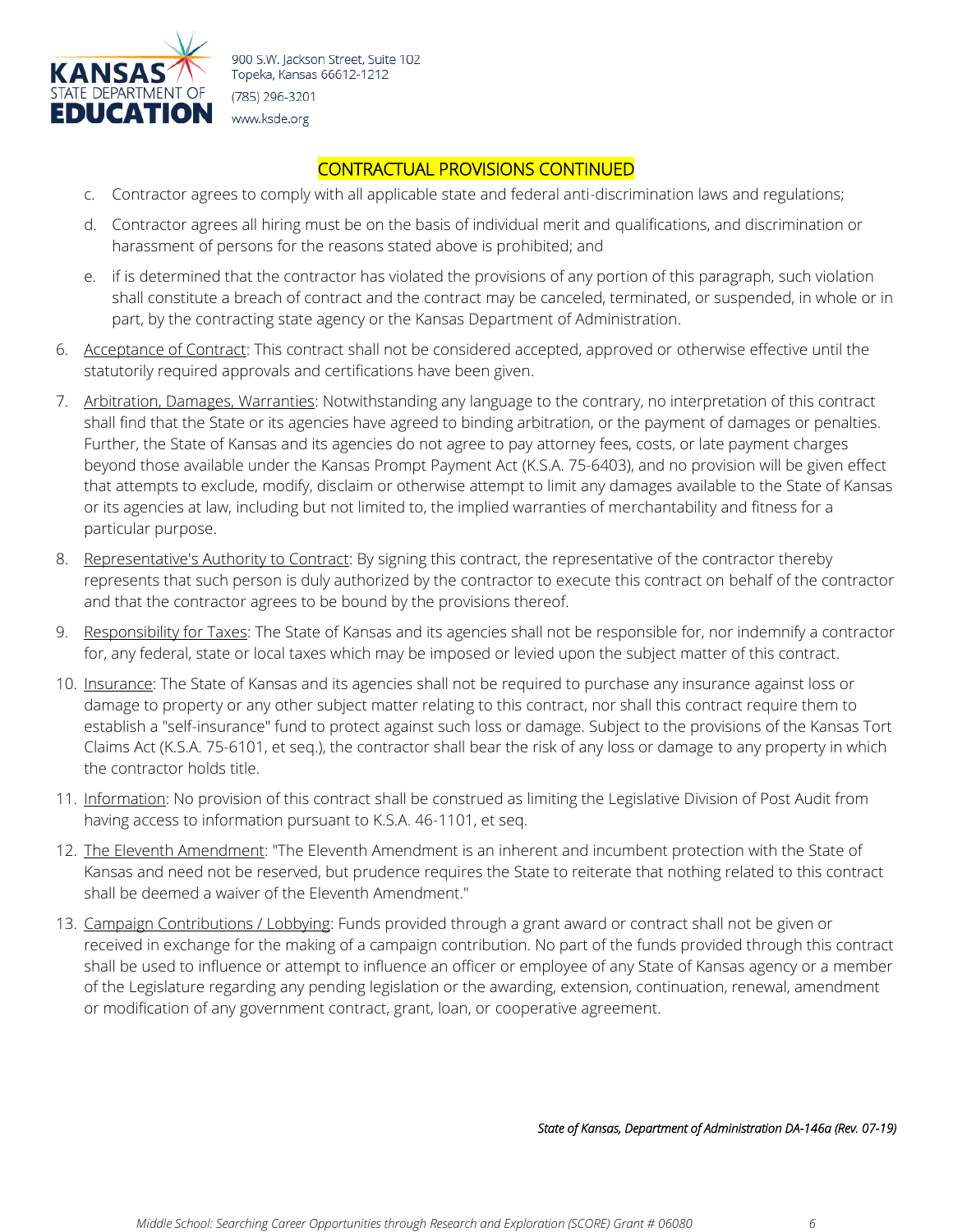## CONTRACTUAL PROVISIONS CONTINUED

c. Contractor agrees to comply with all applicable state and federal anti-discrimination laws and regulations;

d. Contractor agrees all hiring must be on the basis of individual merit and qualifications, and discrimination or harassment of persons for the reasons stated above is prohibited; and

e. if is determined that the contractor has violated the provisions of any portion of this paragraph, such violation shall constitute a breach of contract and the contract may be canceled, terminated, or suspended, in whole or in part, by the contracting state agency or the Kansas Department of Administration.

6. Acceptance of Contract: This contract shall not be considered accepted, approved or otherwise effective until the statutorily required approvals and certifications have been given.

7. Arbitration, Damages, Warranties: Notwithstanding any language to the contrary, no interpretation of this contract shall find that the State or its agencies have agreed to binding arbitration, or the payment of damages or penalties. Further, the State of Kansas and its agencies do not agree to pay attorney fees, costs, or late payment charges beyond those available under the Kansas Prompt Payment Act (K.S.A. 75-6403), and no provision will be given effect that attempts to exclude, modify, disclaim or otherwise attempt to limit any damages available to the State of Kansas or its agencies at law, including but not limited to, the implied warranties of merchantability and fitness for a particular purpose.

8. Representative's Authority to Contract: By signing this contract, the representative of the contractor thereby represents that such person is duly authorized by the contractor to execute this contract on behalf of the contractor and that the contractor agrees to be bound by the provisions thereof.

9. Responsibility for Taxes: The State of Kansas and its agencies shall not be responsible for, nor indemnify a contractor for, any federal, state or local taxes which may be imposed or levied upon the subject matter of this contract.

10. Insurance: The State of Kansas and its agencies shall not be required to purchase any insurance against loss or damage to property or any other subject matter relating to this contract, nor shall this contract require them to establish a "self-insurance" fund to protect against such loss or damage. Subject to the provisions of the Kansas Tort Claims Act (K.S.A. 75-6101, et seq.), the contractor shall bear the risk of any loss or damage to any property in which the contractor holds title.

11. Information: No provision of this contract shall be construed as limiting the Legislative Division of Post Audit from having access to information pursuant to K.S.A. 46-1101, et seq.

12. The Eleventh Amendment: "The Eleventh Amendment is an inherent and incumbent protection with the State of Kansas and need not be reserved, but prudence requires the State to reiterate that nothing related to this contract shall be deemed a waiver of the Eleventh Amendment."

13. Campaign Contributions / Lobbying: Funds provided through a grant award or contract shall not be given or received in exchange for the making of a campaign contribution. No part of the funds provided through this contract shall be used to influence or attempt to influence an officer or employee of any State of Kansas agency or a member of the Legislature regarding any pending legislation or the awarding, extension, continuation, renewal, amendment or modification of any government contract, grant, loan, or cooperative agreement.

*State of Kansas, Department of Administration DA-146a (Rev. 07-19)*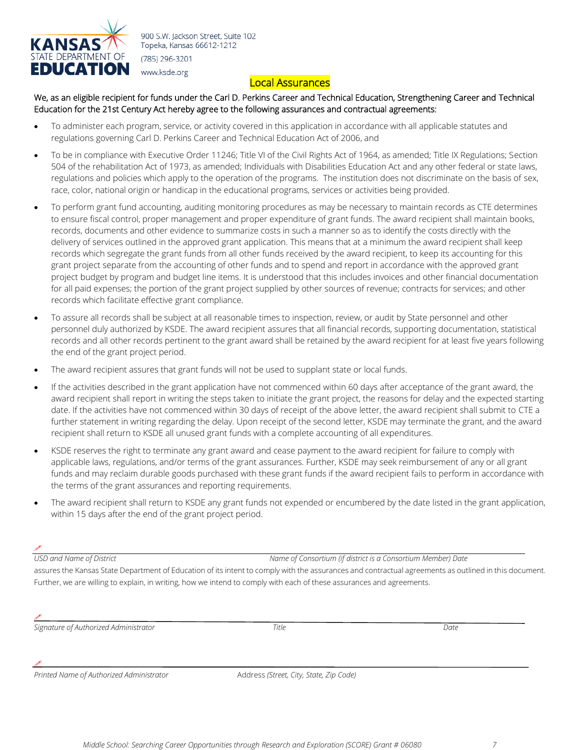KANSAS STATE DEPARTMENT OF EDUCATION

900 S.W. Jackson Street, Suite 102
Topeka, Kansas 66612-1212
(785) 296-3201
www.ksde.org

# Local Assurances

We, as an eligible recipient for funds under the Carl D. Perkins Career and Technical Education, Strengthening Career and Technical Education for the 21st Century Act hereby agree to the following assurances and contractual agreements:

- To administer each program, service, or activity covered in this application in accordance with all applicable statutes and regulations governing Carl D. Perkins Career and Technical Education Act of 2006, and
- To be in compliance with Executive Order 11246; Title VI of the Civil Rights Act of 1964, as amended; Title IX Regulations; Section 504 of the rehabilitation Act of 1973, as amended; Individuals with Disabilities Education Act and any other federal or state laws, regulations and policies which apply to the operation of the programs. The institution does not discriminate on the basis of sex, race, color, national origin or handicap in the educational programs, services or activities being provided.
- To perform grant fund accounting, auditing monitoring procedures as may be necessary to maintain records as CTE determines to ensure fiscal control, proper management and proper expenditure of grant funds. The award recipient shall maintain books, records, documents and other evidence to summarize costs in such a manner so as to identify the costs directly with the delivery of services outlined in the approved grant application. This means that at a minimum the award recipient shall keep records which segregate the grant funds from all other funds received by the award recipient, to keep its accounting for this grant project separate from the accounting of other funds and to spend and report in accordance with the approved grant project budget by program and budget line items. It is understood that this includes invoices and other financial documentation for all paid expenses; the portion of the grant project supplied by other sources of revenue; contracts for services; and other records which facilitate effective grant compliance.
- To assure all records shall be subject at all reasonable times to inspection, review, or audit by State personnel and other personnel duly authorized by KSDE. The award recipient assures that all financial records, supporting documentation, statistical records and all other records pertinent to the grant award shall be retained by the award recipient for at least five years following the end of the grant project period.
- The award recipient assures that grant funds will not be used to supplant state or local funds.
- If the activities described in the grant application have not commenced within 60 days after acceptance of the grant award, the award recipient shall report in writing the steps taken to initiate the grant project, the reasons for delay and the expected starting date. If the activities have not commenced within 30 days of receipt of the above letter, the award recipient shall submit to CTE a further statement in writing regarding the delay. Upon receipt of the second letter, KSDE may terminate the grant, and the award recipient shall return to KSDE all unused grant funds with a complete accounting of all expenditures.
- KSDE reserves the right to terminate any grant award and cease payment to the award recipient for failure to comply with applicable laws, regulations, and/or terms of the grant assurances. Further, KSDE may seek reimbursement of any or all grant funds and may reclaim durable goods purchased with these grant funds if the award recipient fails to perform in accordance with the terms of the grant assurances and reporting requirements.
- The award recipient shall return to KSDE any grant funds not expended or encumbered by the date listed in the grant application, within 15 days after the end of the grant project period.

_______________________________________________________________

*USD and Name of District* *Name of Consortium (if district is a Consortium Member) Date*

assures the Kansas State Department of Education of its intent to comply with the assurances and contractual agreements as outlined in this document. Further, we are willing to explain, in writing, how we intend to comply with each of these assurances and agreements.

_______________________________________________________________

*Signature of Authorized Administrator* *Title* *Date*

_______________________________________________________________

*Printed Name of Authorized Administrator* Address *(Street, City, State, Zip Code)*

*Middle School: Searching Career Opportunities through Research and Exploration (SCORE) Grant # 06080*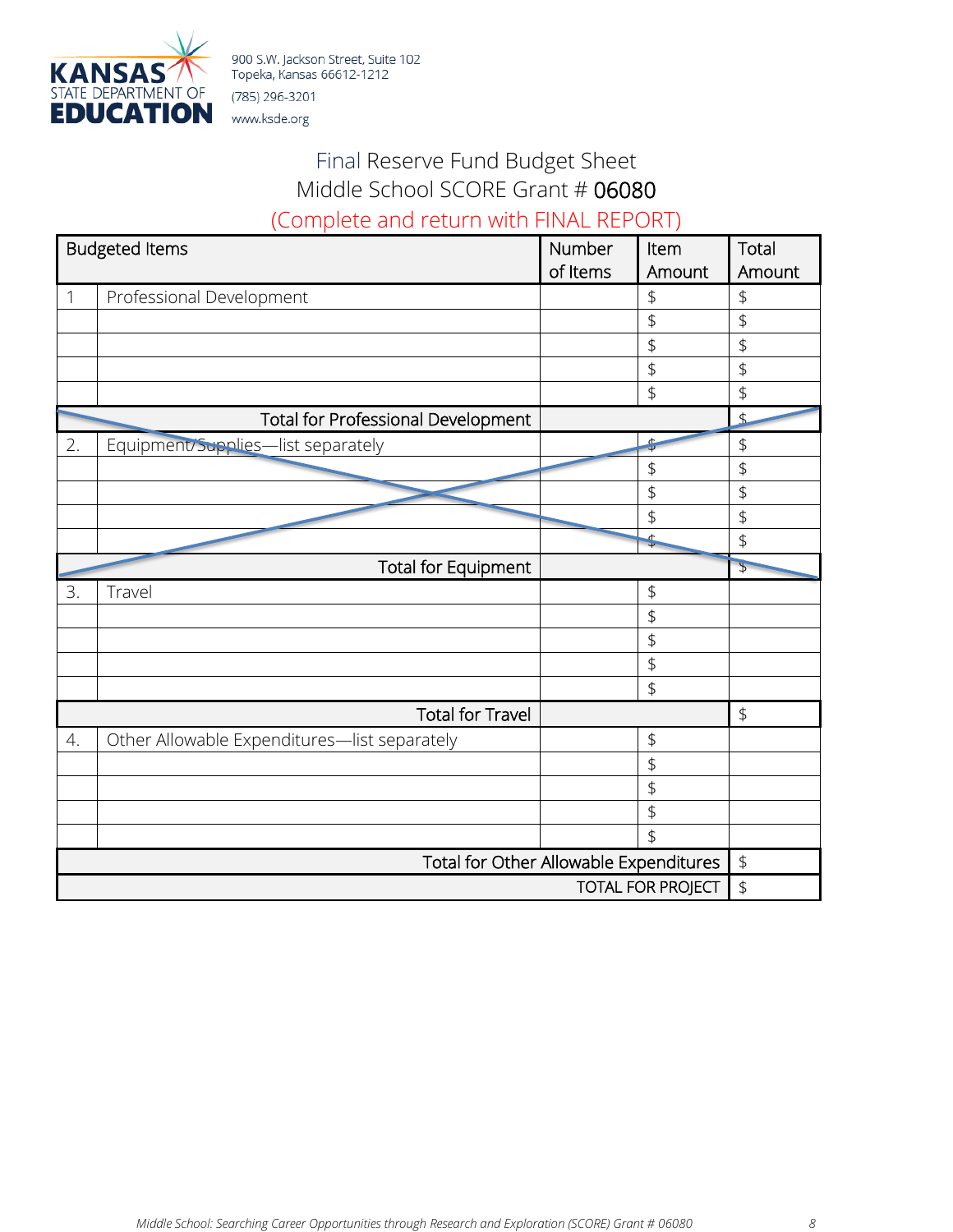900 S.W. Jackson Street, Suite 102
Topeka, Kansas 66612-1212
(785) 296-3201
www.ksde.org

# Final Reserve Fund Budget Sheet
## Middle School SCORE Grant # 06080
(Complete and return with FINAL REPORT)

| Budgeted Items | | Number of Items | Item Amount | Total Amount |
|---|---|---|---|---|
| 1 | Professional Development | | $ | $ |
| | | | $ | $ |
| | | | $ | $ |
| | | | $ | $ |
| | | | $ | $ |
| | Total for Professional Development | | | $ |
| 2. | Equipment/Supplies—list separately | | $ | $ |
| | | | $ | $ |
| | | | $ | $ |
| | | | $ | $ |
| | | | $ | $ |
| | Total for Equipment | | | $ |
| 3. | Travel | | $ | |
| | | | $ | |
| | | | $ | |
| | | | $ | |
| | | | $ | |
| | Total for Travel | | | $ |
| 4. | Other Allowable Expenditures—list separately | | $ | |
| | | | $ | |
| | | | $ | |
| | | | $ | |
| | | | $ | |
| | Total for Other Allowable Expenditures | | | $ |
| | TOTAL FOR PROJECT | | | $ |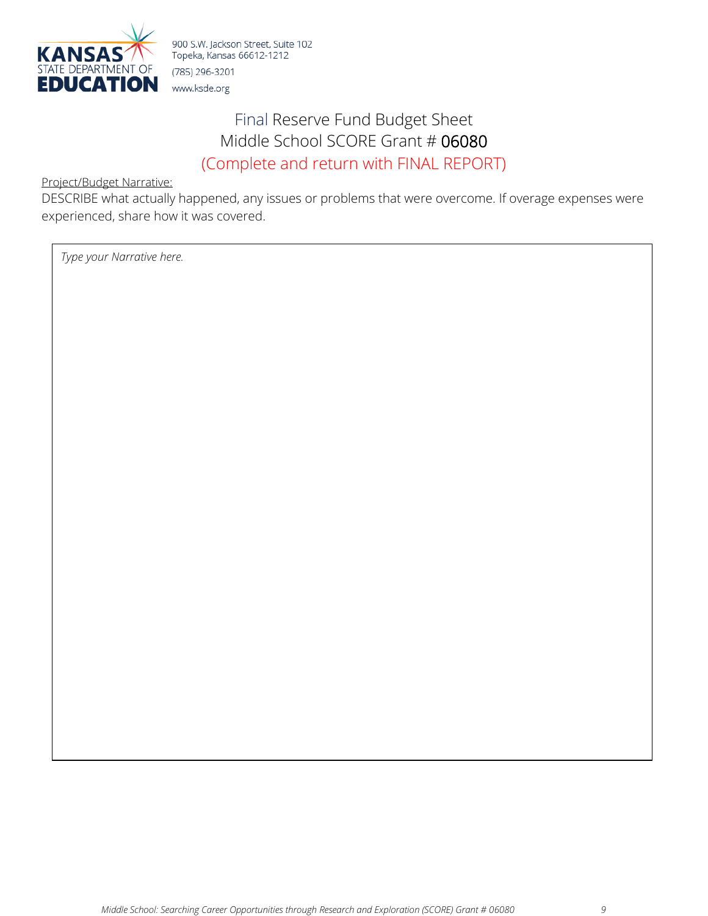KANSAS STATE DEPARTMENT OF EDUCATION

900 S.W. Jackson Street, Suite 102
Topeka, Kansas 66612-1212
(785) 296-3201
www.ksde.org

# Final Reserve Fund Budget Sheet
## Middle School SCORE Grant # 06080
### (Complete and return with FINAL REPORT)

Project/Budget Narrative:

DESCRIBE what actually happened, any issues or problems that were overcome. If overage expenses were experienced, share how it was covered.

| |
|---|
| *Type your Narrative here.* |